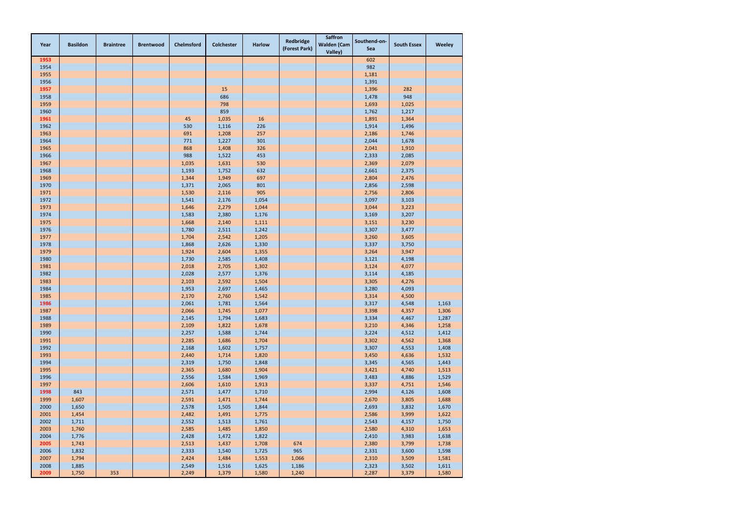| Year | Basildon | Braintree | Brentwood | Chelmsford | Colchester | Harlow | Redbridge (Forest Park) | Saffron Walden (Cam Valley) | Southend-on-Sea | South Essex | Weeley |
|---|---|---|---|---|---|---|---|---|---|---|---|
| 1953 | | | | | | | | | 602 | | |
| 1954 | | | | | | | | | 982 | | |
| 1955 | | | | | | | | | 1,181 | | |
| 1956 | | | | | | | | | 1,391 | | |
| 1957 | | | | | 15 | | | | 1,396 | 282 | |
| 1958 | | | | | 686 | | | | 1,478 | 948 | |
| 1959 | | | | | 798 | | | | 1,693 | 1,025 | |
| 1960 | | | | | 859 | | | | 1,762 | 1,217 | |
| 1961 | | | | 45 | 1,035 | 16 | | | 1,891 | 1,364 | |
| 1962 | | | | 530 | 1,116 | 226 | | | 1,914 | 1,496 | |
| 1963 | | | | 691 | 1,208 | 257 | | | 2,186 | 1,746 | |
| 1964 | | | | 771 | 1,227 | 301 | | | 2,044 | 1,678 | |
| 1965 | | | | 868 | 1,408 | 326 | | | 2,041 | 1,910 | |
| 1966 | | | | 988 | 1,522 | 453 | | | 2,333 | 2,085 | |
| 1967 | | | | 1,035 | 1,631 | 530 | | | 2,369 | 2,079 | |
| 1968 | | | | 1,193 | 1,752 | 632 | | | 2,661 | 2,375 | |
| 1969 | | | | 1,344 | 1,949 | 697 | | | 2,804 | 2,476 | |
| 1970 | | | | 1,371 | 2,065 | 801 | | | 2,856 | 2,598 | |
| 1971 | | | | 1,530 | 2,116 | 905 | | | 2,756 | 2,806 | |
| 1972 | | | | 1,541 | 2,176 | 1,054 | | | 3,097 | 3,103 | |
| 1973 | | | | 1,646 | 2,279 | 1,044 | | | 3,044 | 3,223 | |
| 1974 | | | | 1,583 | 2,380 | 1,176 | | | 3,169 | 3,207 | |
| 1975 | | | | 1,668 | 2,140 | 1,111 | | | 3,151 | 3,230 | |
| 1976 | | | | 1,780 | 2,511 | 1,242 | | | 3,307 | 3,477 | |
| 1977 | | | | 1,704 | 2,542 | 1,205 | | | 3,260 | 3,605 | |
| 1978 | | | | 1,868 | 2,626 | 1,330 | | | 3,337 | 3,750 | |
| 1979 | | | | 1,924 | 2,604 | 1,355 | | | 3,264 | 3,947 | |
| 1980 | | | | 1,730 | 2,585 | 1,408 | | | 3,121 | 4,198 | |
| 1981 | | | | 2,018 | 2,705 | 1,302 | | | 3,124 | 4,077 | |
| 1982 | | | | 2,028 | 2,577 | 1,376 | | | 3,114 | 4,185 | |
| 1983 | | | | 2,103 | 2,592 | 1,504 | | | 3,305 | 4,276 | |
| 1984 | | | | 1,953 | 2,697 | 1,465 | | | 3,280 | 4,093 | |
| 1985 | | | | 2,170 | 2,760 | 1,542 | | | 3,314 | 4,500 | |
| 1986 | | | | 2,061 | 1,781 | 1,564 | | | 3,317 | 4,548 | 1,163 |
| 1987 | | | | 2,066 | 1,745 | 1,077 | | | 3,398 | 4,357 | 1,306 |
| 1988 | | | | 2,145 | 1,794 | 1,683 | | | 3,334 | 4,467 | 1,287 |
| 1989 | | | | 2,109 | 1,822 | 1,678 | | | 3,210 | 4,346 | 1,258 |
| 1990 | | | | 2,257 | 1,588 | 1,744 | | | 3,224 | 4,512 | 1,412 |
| 1991 | | | | 2,285 | 1,686 | 1,704 | | | 3,302 | 4,562 | 1,368 |
| 1992 | | | | 2,168 | 1,602 | 1,757 | | | 3,307 | 4,553 | 1,408 |
| 1993 | | | | 2,440 | 1,714 | 1,820 | | | 3,450 | 4,636 | 1,532 |
| 1994 | | | | 2,319 | 1,750 | 1,848 | | | 3,345 | 4,565 | 1,443 |
| 1995 | | | | 2,365 | 1,680 | 1,904 | | | 3,421 | 4,740 | 1,513 |
| 1996 | | | | 2,556 | 1,584 | 1,969 | | | 3,483 | 4,886 | 1,529 |
| 1997 | | | | 2,606 | 1,610 | 1,913 | | | 3,337 | 4,751 | 1,546 |
| 1998 | 843 | | | 2,571 | 1,477 | 1,710 | | | 2,994 | 4,126 | 1,608 |
| 1999 | 1,607 | | | 2,591 | 1,471 | 1,744 | | | 2,670 | 3,805 | 1,688 |
| 2000 | 1,650 | | | 2,578 | 1,505 | 1,844 | | | 2,693 | 3,832 | 1,670 |
| 2001 | 1,454 | | | 2,482 | 1,491 | 1,775 | | | 2,586 | 3,999 | 1,622 |
| 2002 | 1,711 | | | 2,552 | 1,513 | 1,761 | | | 2,543 | 4,157 | 1,750 |
| 2003 | 1,760 | | | 2,585 | 1,485 | 1,850 | | | 2,580 | 4,310 | 1,653 |
| 2004 | 1,776 | | | 2,428 | 1,472 | 1,822 | | | 2,410 | 3,983 | 1,638 |
| 2005 | 1,743 | | | 2,513 | 1,437 | 1,708 | 674 | | 2,380 | 3,799 | 1,738 |
| 2006 | 1,832 | | | 2,333 | 1,540 | 1,725 | 965 | | 2,331 | 3,600 | 1,598 |
| 2007 | 1,794 | | | 2,424 | 1,484 | 1,553 | 1,066 | | 2,310 | 3,509 | 1,581 |
| 2008 | 1,885 | | | 2,549 | 1,516 | 1,625 | 1,186 | | 2,323 | 3,502 | 1,611 |
| 2009 | 1,750 | 353 | | 2,249 | 1,379 | 1,580 | 1,240 | | 2,287 | 3,379 | 1,580 |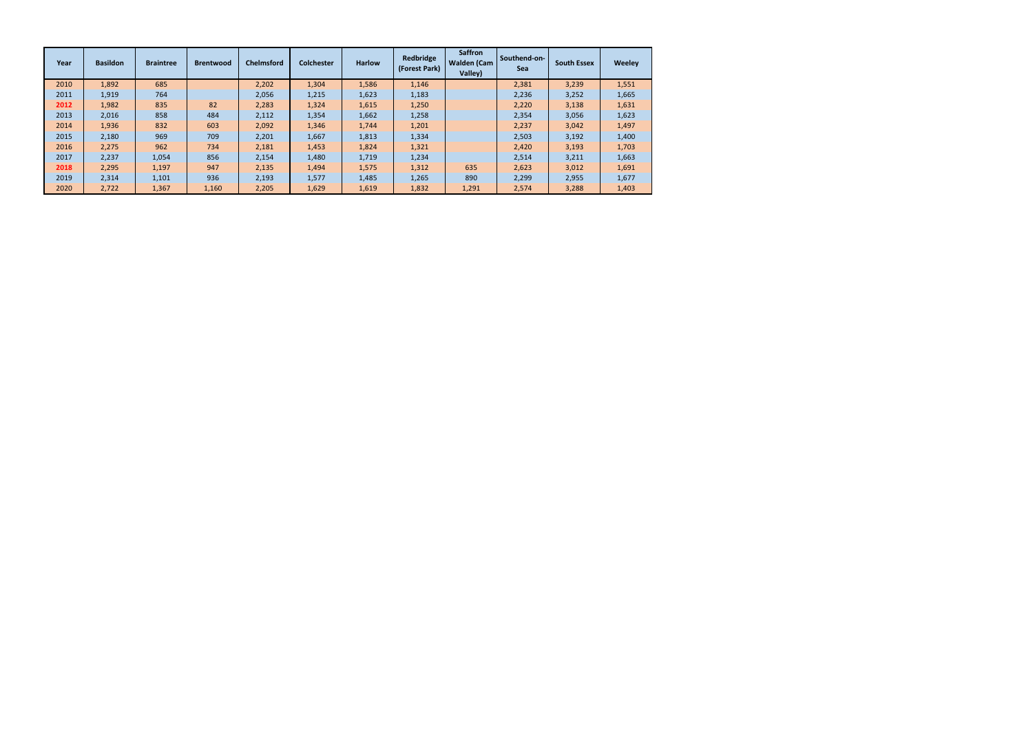| Year | Basildon | Braintree | Brentwood | Chelmsford | Colchester | Harlow | Redbridge (Forest Park) | Saffron Walden (Cam Valley) | Southend-on-Sea | South Essex | Weeley |
|---|---|---|---|---|---|---|---|---|---|---|---|
| 2010 | 1,892 | 685 | | 2,202 | 1,304 | 1,586 | 1,146 | | 2,381 | 3,239 | 1,551 |
| 2011 | 1,919 | 764 | | 2,056 | 1,215 | 1,623 | 1,183 | | 2,236 | 3,252 | 1,665 |
| 2012 | 1,982 | 835 | 82 | 2,283 | 1,324 | 1,615 | 1,250 | | 2,220 | 3,138 | 1,631 |
| 2013 | 2,016 | 858 | 484 | 2,112 | 1,354 | 1,662 | 1,258 | | 2,354 | 3,056 | 1,623 |
| 2014 | 1,936 | 832 | 603 | 2,092 | 1,346 | 1,744 | 1,201 | | 2,237 | 3,042 | 1,497 |
| 2015 | 2,180 | 969 | 709 | 2,201 | 1,667 | 1,813 | 1,334 | | 2,503 | 3,192 | 1,400 |
| 2016 | 2,275 | 962 | 734 | 2,181 | 1,453 | 1,824 | 1,321 | | 2,420 | 3,193 | 1,703 |
| 2017 | 2,237 | 1,054 | 856 | 2,154 | 1,480 | 1,719 | 1,234 | | 2,514 | 3,211 | 1,663 |
| 2018 | 2,295 | 1,197 | 947 | 2,135 | 1,494 | 1,575 | 1,312 | 635 | 2,623 | 3,012 | 1,691 |
| 2019 | 2,314 | 1,101 | 936 | 2,193 | 1,577 | 1,485 | 1,265 | 890 | 2,299 | 2,955 | 1,677 |
| 2020 | 2,722 | 1,367 | 1,160 | 2,205 | 1,629 | 1,619 | 1,832 | 1,291 | 2,574 | 3,288 | 1,403 |